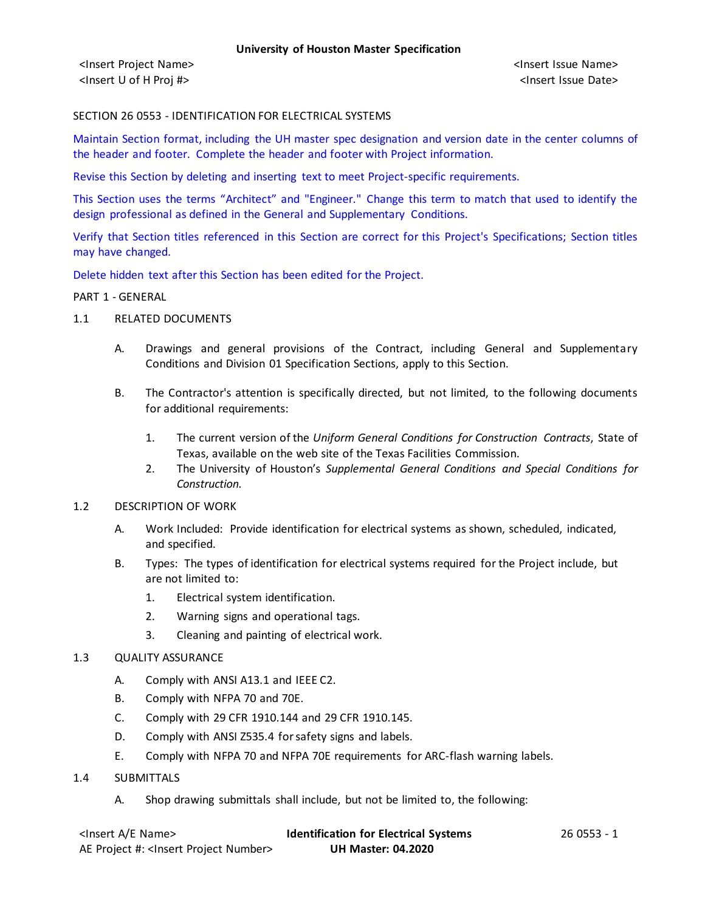SECTION 26 0553 - IDENTIFICATION FOR ELECTRICAL SYSTEMS

Maintain Section format, including the UH master spec designation and version date in the center columns of the header and footer. Complete the header and footer with Project information.

Revise this Section by deleting and inserting text to meet Project-specific requirements.

This Section uses the terms "Architect" and "Engineer." Change this term to match that used to identify the design professional as defined in the General and Supplementary Conditions.

Verify that Section titles referenced in this Section are correct for this Project's Specifications; Section titles may have changed.

Delete hidden text after this Section has been edited for the Project.

PART 1 - GENERAL

1.1 RELATED DOCUMENTS

A. Drawings and general provisions of the Contract, including General and Supplementary Conditions and Division 01 Specification Sections, apply to this Section.

B. The Contractor's attention is specifically directed, but not limited, to the following documents for additional requirements:

1. The current version of the *Uniform General Conditions for Construction Contracts*, State of Texas, available on the web site of the Texas Facilities Commission.
2. The University of Houston's *Supplemental General Conditions and Special Conditions for Construction.*

1.2 DESCRIPTION OF WORK

A. Work Included: Provide identification for electrical systems as shown, scheduled, indicated, and specified.

B. Types: The types of identification for electrical systems required for the Project include, but are not limited to:

1. Electrical system identification.
2. Warning signs and operational tags.
3. Cleaning and painting of electrical work.

1.3 QUALITY ASSURANCE

A. Comply with ANSI A13.1 and IEEE C2.

B. Comply with NFPA 70 and 70E.

C. Comply with 29 CFR 1910.144 and 29 CFR 1910.145.

D. Comply with ANSI Z535.4 for safety signs and labels.

E. Comply with NFPA 70 and NFPA 70E requirements for ARC-flash warning labels.

1.4 SUBMITTALS

A. Shop drawing submittals shall include, but not be limited to, the following: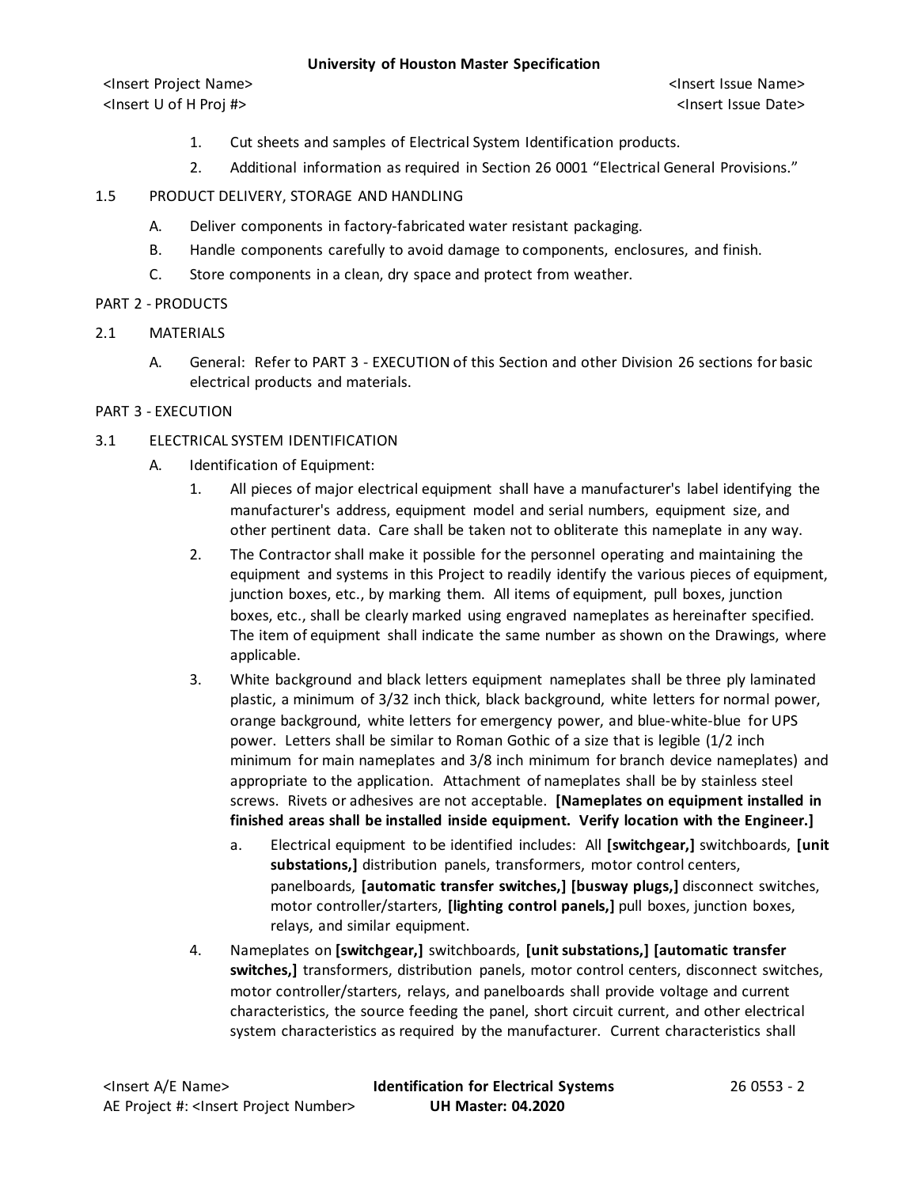1. Cut sheets and samples of Electrical System Identification products.
2. Additional information as required in Section 26 0001 “Electrical General Provisions.”

1.5 PRODUCT DELIVERY, STORAGE AND HANDLING

A. Deliver components in factory-fabricated water resistant packaging.

B. Handle components carefully to avoid damage to components, enclosures, and finish.

C. Store components in a clean, dry space and protect from weather.

PART 2 - PRODUCTS

2.1 MATERIALS

A. General: Refer to PART 3 - EXECUTION of this Section and other Division 26 sections for basic electrical products and materials.

PART 3 - EXECUTION

3.1 ELECTRICAL SYSTEM IDENTIFICATION

A. Identification of Equipment:

1. All pieces of major electrical equipment shall have a manufacturer's label identifying the manufacturer's address, equipment model and serial numbers, equipment size, and other pertinent data. Care shall be taken not to obliterate this nameplate in any way.

2. The Contractor shall make it possible for the personnel operating and maintaining the equipment and systems in this Project to readily identify the various pieces of equipment, junction boxes, etc., by marking them. All items of equipment, pull boxes, junction boxes, etc., shall be clearly marked using engraved nameplates as hereinafter specified. The item of equipment shall indicate the same number as shown on the Drawings, where applicable.

3. White background and black letters equipment nameplates shall be three ply laminated plastic, a minimum of 3/32 inch thick, black background, white letters for normal power, orange background, white letters for emergency power, and blue-white-blue for UPS power. Letters shall be similar to Roman Gothic of a size that is legible (1/2 inch minimum for main nameplates and 3/8 inch minimum for branch device nameplates) and appropriate to the application. Attachment of nameplates shall be by stainless steel screws. Rivets or adhesives are not acceptable. **[Nameplates on equipment installed in finished areas shall be installed inside equipment. Verify location with the Engineer.]**

   a. Electrical equipment to be identified includes: All **[switchgear,]** switchboards, **[unit substations,]** distribution panels, transformers, motor control centers, panelboards, **[automatic transfer switches,] [busway plugs,]** disconnect switches, motor controller/starters, **[lighting control panels,]** pull boxes, junction boxes, relays, and similar equipment.

4. Nameplates on **[switchgear,]** switchboards, **[unit substations,] [automatic transfer switches,]** transformers, distribution panels, motor control centers, disconnect switches, motor controller/starters, relays, and panelboards shall provide voltage and current characteristics, the source feeding the panel, short circuit current, and other electrical system characteristics as required by the manufacturer. Current characteristics shall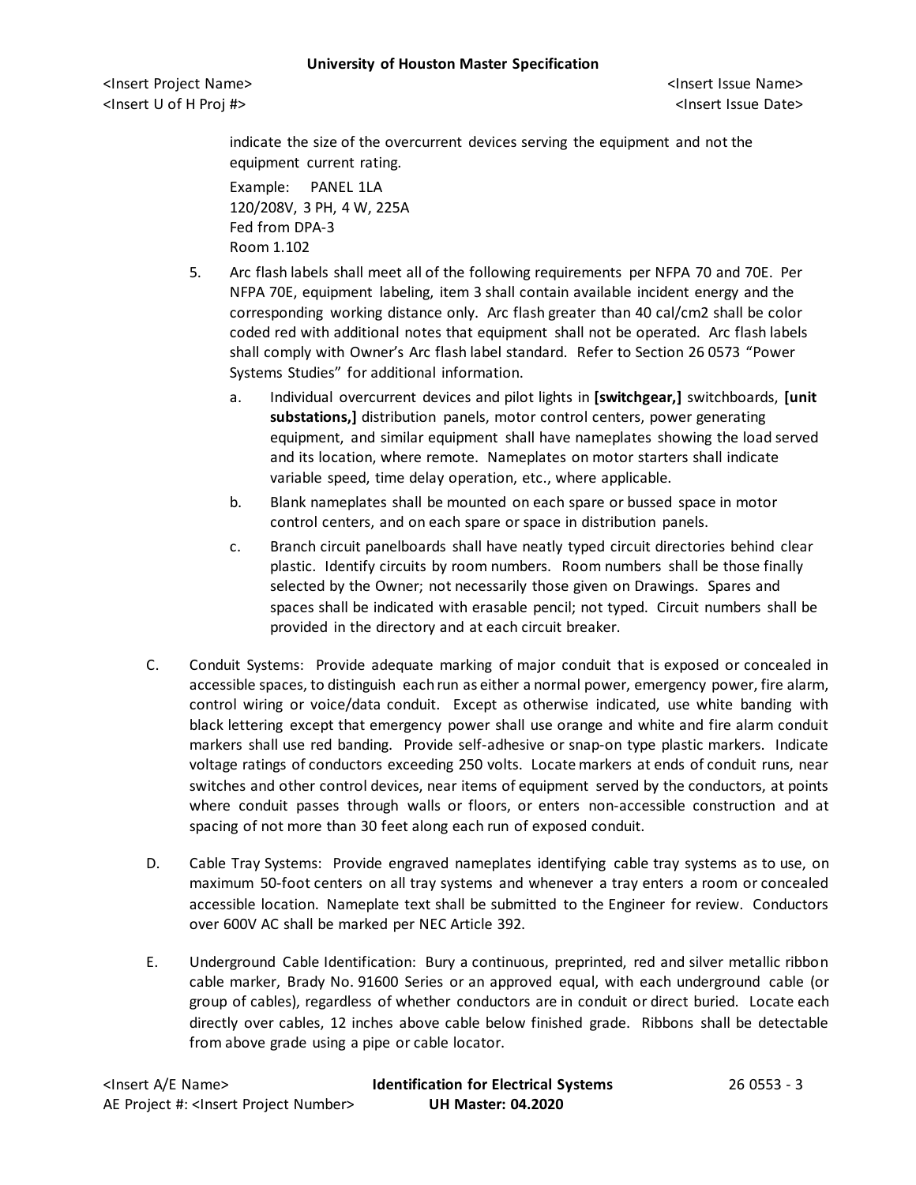indicate the size of the overcurrent devices serving the equipment and not the equipment current rating.

Example: PANEL 1LA
120/208V, 3 PH, 4 W, 225A
Fed from DPA-3
Room 1.102

5. Arc flash labels shall meet all of the following requirements per NFPA 70 and 70E. Per NFPA 70E, equipment labeling, item 3 shall contain available incident energy and the corresponding working distance only. Arc flash greater than 40 cal/cm2 shall be color coded red with additional notes that equipment shall not be operated. Arc flash labels shall comply with Owner's Arc flash label standard. Refer to Section 26 0573 "Power Systems Studies" for additional information.

   a. Individual overcurrent devices and pilot lights in **[switchgear,]** switchboards, **[unit substations,]** distribution panels, motor control centers, power generating equipment, and similar equipment shall have nameplates showing the load served and its location, where remote. Nameplates on motor starters shall indicate variable speed, time delay operation, etc., where applicable.

   b. Blank nameplates shall be mounted on each spare or bussed space in motor control centers, and on each spare or space in distribution panels.

   c. Branch circuit panelboards shall have neatly typed circuit directories behind clear plastic. Identify circuits by room numbers. Room numbers shall be those finally selected by the Owner; not necessarily those given on Drawings. Spares and spaces shall be indicated with erasable pencil; not typed. Circuit numbers shall be provided in the directory and at each circuit breaker.

C. Conduit Systems: Provide adequate marking of major conduit that is exposed or concealed in accessible spaces, to distinguish each run as either a normal power, emergency power, fire alarm, control wiring or voice/data conduit. Except as otherwise indicated, use white banding with black lettering except that emergency power shall use orange and white and fire alarm conduit markers shall use red banding. Provide self-adhesive or snap-on type plastic markers. Indicate voltage ratings of conductors exceeding 250 volts. Locate markers at ends of conduit runs, near switches and other control devices, near items of equipment served by the conductors, at points where conduit passes through walls or floors, or enters non-accessible construction and at spacing of not more than 30 feet along each run of exposed conduit.

D. Cable Tray Systems: Provide engraved nameplates identifying cable tray systems as to use, on maximum 50-foot centers on all tray systems and whenever a tray enters a room or concealed accessible location. Nameplate text shall be submitted to the Engineer for review. Conductors over 600V AC shall be marked per NEC Article 392.

E. Underground Cable Identification: Bury a continuous, preprinted, red and silver metallic ribbon cable marker, Brady No. 91600 Series or an approved equal, with each underground cable (or group of cables), regardless of whether conductors are in conduit or direct buried. Locate each directly over cables, 12 inches above cable below finished grade. Ribbons shall be detectable from above grade using a pipe or cable locator.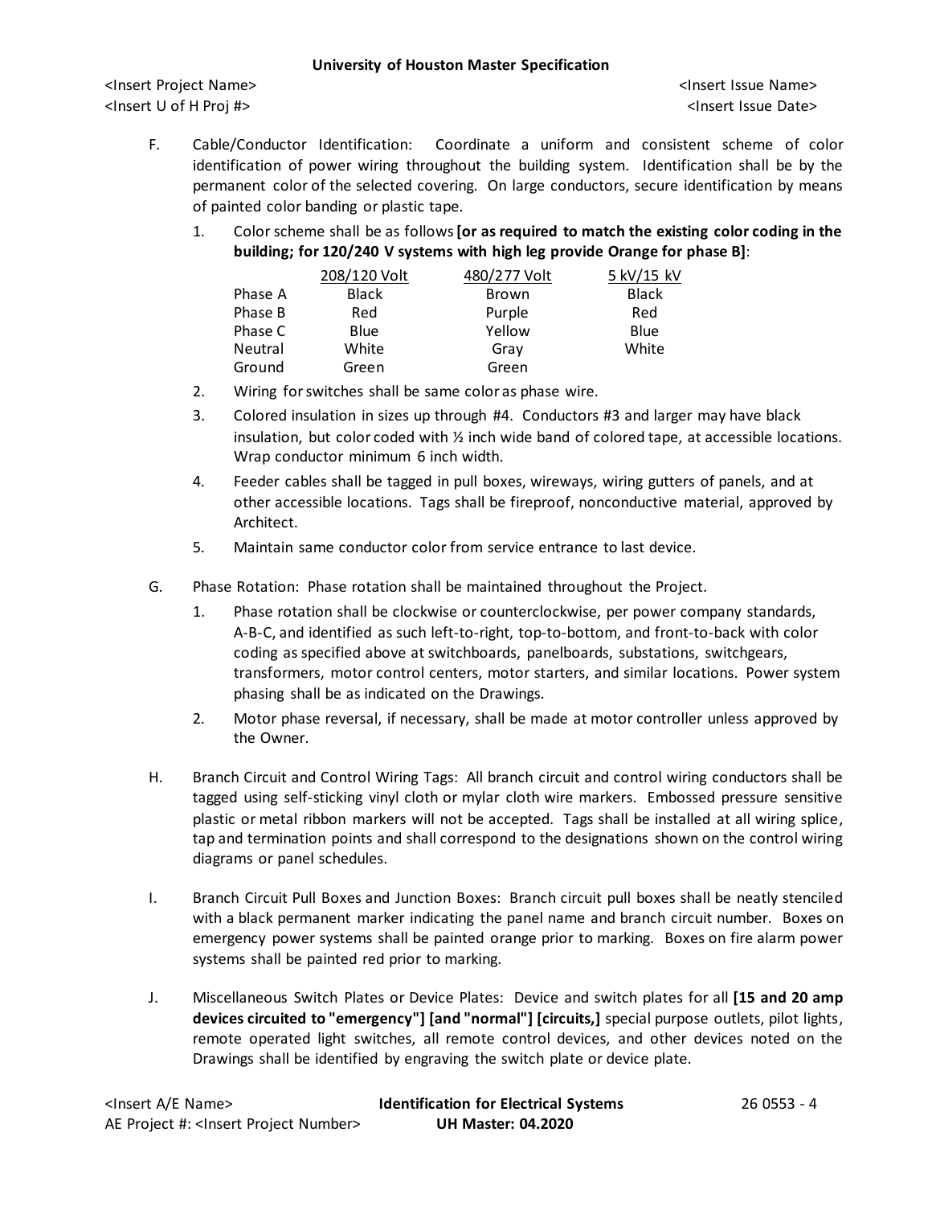F. Cable/Conductor Identification: Coordinate a uniform and consistent scheme of color identification of power wiring throughout the building system. Identification shall be by the permanent color of the selected covering. On large conductors, secure identification by means of painted color banding or plastic tape.

1. Color scheme shall be as follows **[or as required to match the existing color coding in the building; for 120/240 V systems with high leg provide Orange for phase B]**:

| | 208/120 Volt | 480/277 Volt | 5 kV/15 kV |
|---|---|---|---|
| Phase A | Black | Brown | Black |
| Phase B | Red | Purple | Red |
| Phase C | Blue | Yellow | Blue |
| Neutral | White | Gray | White |
| Ground | Green | Green | |

2. Wiring for switches shall be same color as phase wire.
3. Colored insulation in sizes up through #4. Conductors #3 and larger may have black insulation, but color coded with ½ inch wide band of colored tape, at accessible locations. Wrap conductor minimum 6 inch width.
4. Feeder cables shall be tagged in pull boxes, wireways, wiring gutters of panels, and at other accessible locations. Tags shall be fireproof, nonconductive material, approved by Architect.
5. Maintain same conductor color from service entrance to last device.

G. Phase Rotation: Phase rotation shall be maintained throughout the Project.

1. Phase rotation shall be clockwise or counterclockwise, per power company standards, A-B-C, and identified as such left-to-right, top-to-bottom, and front-to-back with color coding as specified above at switchboards, panelboards, substations, switchgears, transformers, motor control centers, motor starters, and similar locations. Power system phasing shall be as indicated on the Drawings.
2. Motor phase reversal, if necessary, shall be made at motor controller unless approved by the Owner.

H. Branch Circuit and Control Wiring Tags: All branch circuit and control wiring conductors shall be tagged using self-sticking vinyl cloth or mylar cloth wire markers. Embossed pressure sensitive plastic or metal ribbon markers will not be accepted. Tags shall be installed at all wiring splice, tap and termination points and shall correspond to the designations shown on the control wiring diagrams or panel schedules.

I. Branch Circuit Pull Boxes and Junction Boxes: Branch circuit pull boxes shall be neatly stenciled with a black permanent marker indicating the panel name and branch circuit number. Boxes on emergency power systems shall be painted orange prior to marking. Boxes on fire alarm power systems shall be painted red prior to marking.

J. Miscellaneous Switch Plates or Device Plates: Device and switch plates for all **[15 and 20 amp devices circuited to "emergency"] [and "normal"] [circuits,]** special purpose outlets, pilot lights, remote operated light switches, all remote control devices, and other devices noted on the Drawings shall be identified by engraving the switch plate or device plate.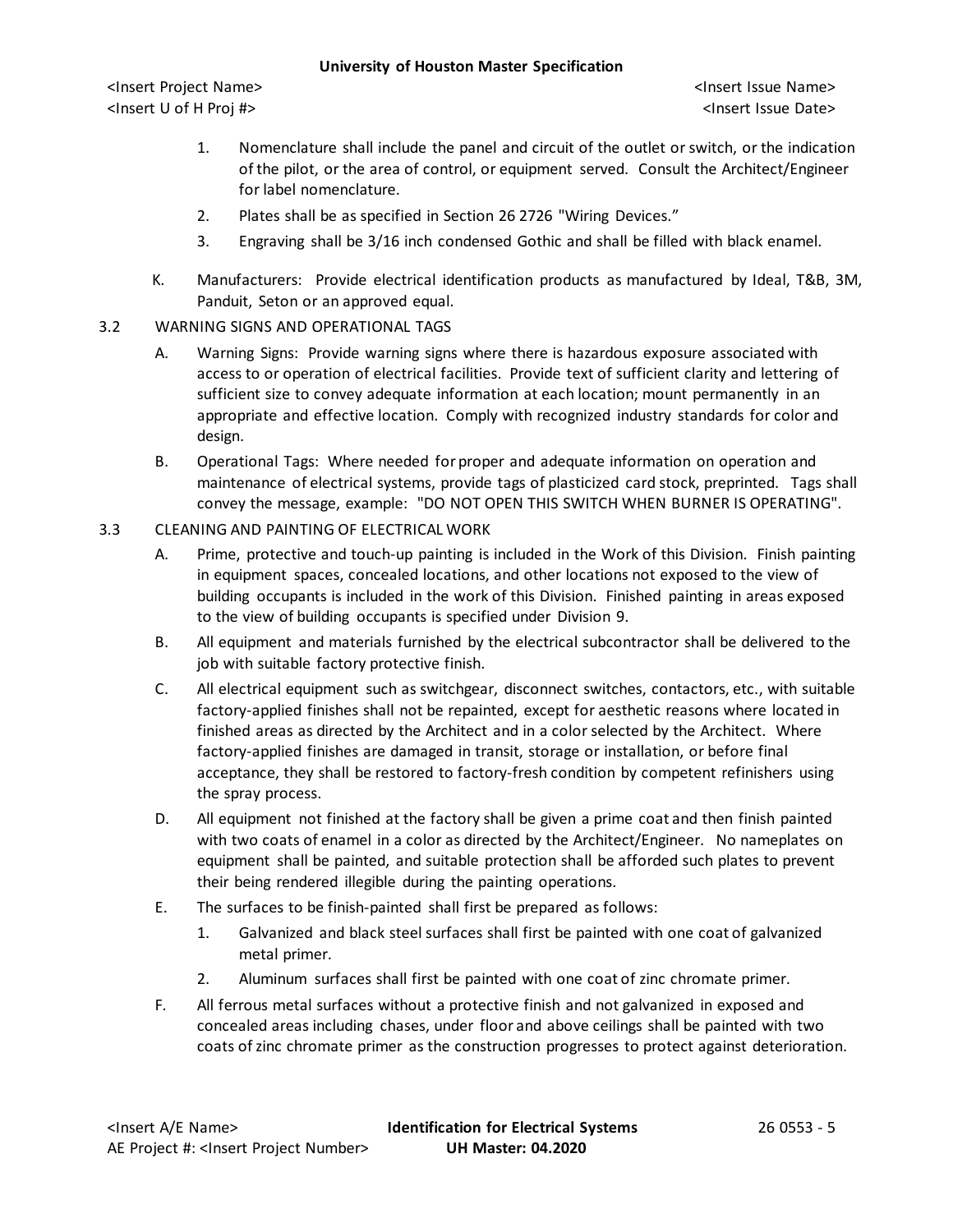1. Nomenclature shall include the panel and circuit of the outlet or switch, or the indication of the pilot, or the area of control, or equipment served. Consult the Architect/Engineer for label nomenclature.
2. Plates shall be as specified in Section 26 2726 "Wiring Devices."
3. Engraving shall be 3/16 inch condensed Gothic and shall be filled with black enamel.

K. Manufacturers: Provide electrical identification products as manufactured by Ideal, T&B, 3M, Panduit, Seton or an approved equal.

## 3.2 WARNING SIGNS AND OPERATIONAL TAGS

A. Warning Signs: Provide warning signs where there is hazardous exposure associated with access to or operation of electrical facilities. Provide text of sufficient clarity and lettering of sufficient size to convey adequate information at each location; mount permanently in an appropriate and effective location. Comply with recognized industry standards for color and design.

B. Operational Tags: Where needed for proper and adequate information on operation and maintenance of electrical systems, provide tags of plasticized card stock, preprinted. Tags shall convey the message, example: "DO NOT OPEN THIS SWITCH WHEN BURNER IS OPERATING".

## 3.3 CLEANING AND PAINTING OF ELECTRICAL WORK

A. Prime, protective and touch-up painting is included in the Work of this Division. Finish painting in equipment spaces, concealed locations, and other locations not exposed to the view of building occupants is included in the work of this Division. Finished painting in areas exposed to the view of building occupants is specified under Division 9.

B. All equipment and materials furnished by the electrical subcontractor shall be delivered to the job with suitable factory protective finish.

C. All electrical equipment such as switchgear, disconnect switches, contactors, etc., with suitable factory-applied finishes shall not be repainted, except for aesthetic reasons where located in finished areas as directed by the Architect and in a color selected by the Architect. Where factory-applied finishes are damaged in transit, storage or installation, or before final acceptance, they shall be restored to factory-fresh condition by competent refinishers using the spray process.

D. All equipment not finished at the factory shall be given a prime coat and then finish painted with two coats of enamel in a color as directed by the Architect/Engineer. No nameplates on equipment shall be painted, and suitable protection shall be afforded such plates to prevent their being rendered illegible during the painting operations.

E. The surfaces to be finish-painted shall first be prepared as follows:

1. Galvanized and black steel surfaces shall first be painted with one coat of galvanized metal primer.
2. Aluminum surfaces shall first be painted with one coat of zinc chromate primer.

F. All ferrous metal surfaces without a protective finish and not galvanized in exposed and concealed areas including chases, under floor and above ceilings shall be painted with two coats of zinc chromate primer as the construction progresses to protect against deterioration.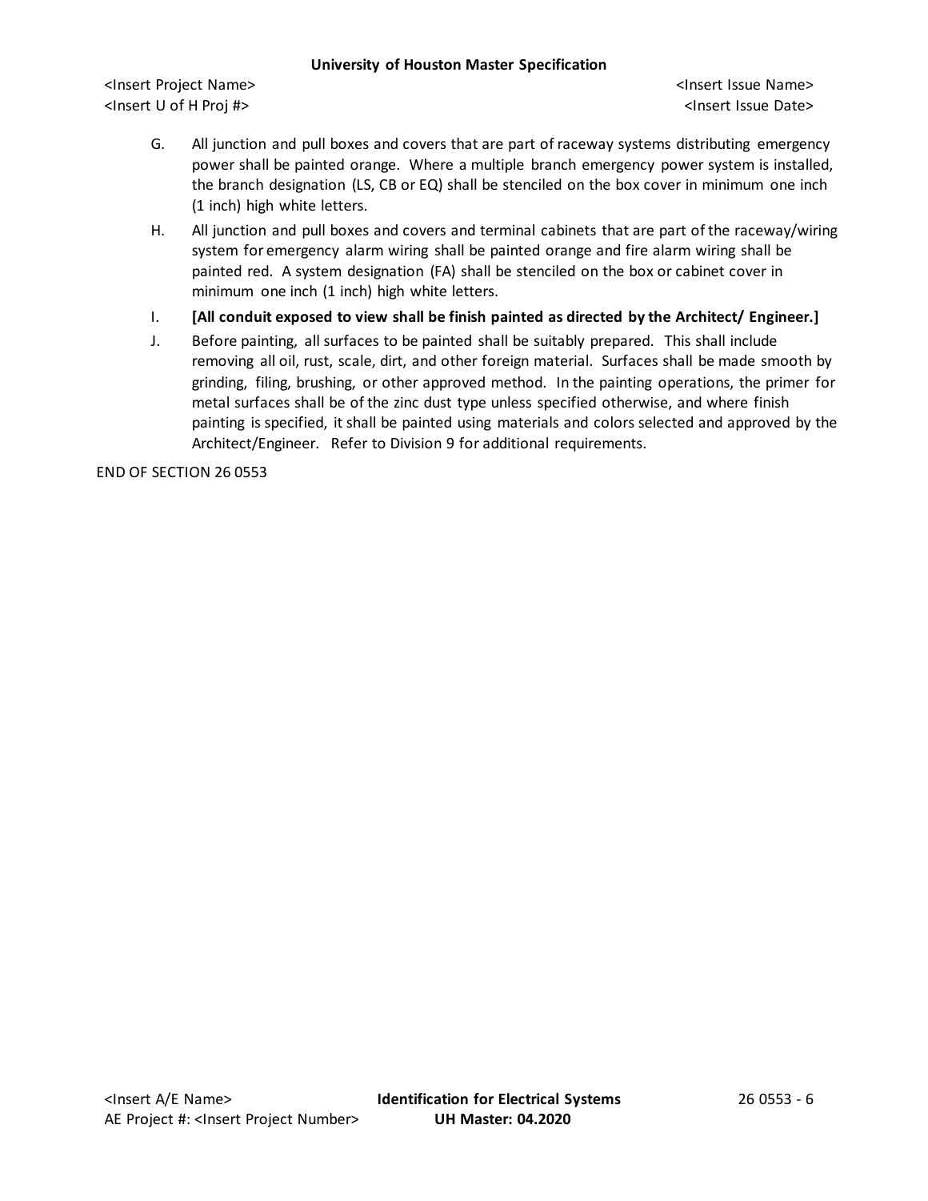G. All junction and pull boxes and covers that are part of raceway systems distributing emergency power shall be painted orange. Where a multiple branch emergency power system is installed, the branch designation (LS, CB or EQ) shall be stenciled on the box cover in minimum one inch (1 inch) high white letters.

H. All junction and pull boxes and covers and terminal cabinets that are part of the raceway/wiring system for emergency alarm wiring shall be painted orange and fire alarm wiring shall be painted red. A system designation (FA) shall be stenciled on the box or cabinet cover in minimum one inch (1 inch) high white letters.

I. **[All conduit exposed to view shall be finish painted as directed by the Architect/ Engineer.]**

J. Before painting, all surfaces to be painted shall be suitably prepared. This shall include removing all oil, rust, scale, dirt, and other foreign material. Surfaces shall be made smooth by grinding, filing, brushing, or other approved method. In the painting operations, the primer for metal surfaces shall be of the zinc dust type unless specified otherwise, and where finish painting is specified, it shall be painted using materials and colors selected and approved by the Architect/Engineer. Refer to Division 9 for additional requirements.

END OF SECTION 26 0553